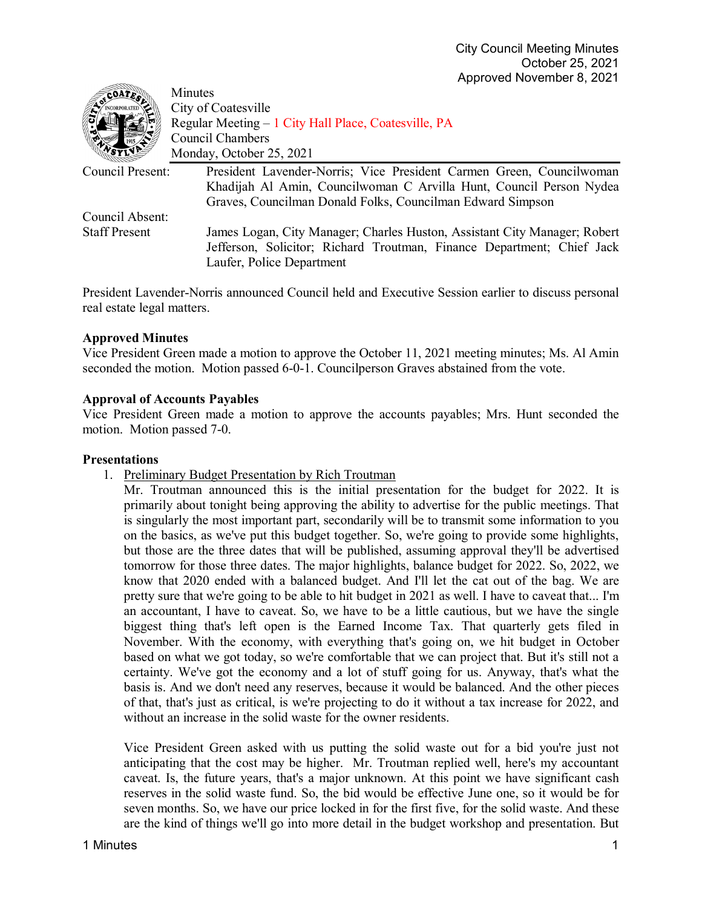City Council Meeting Minutes
October 25, 2021
Approved November 8, 2021

Minutes
City of Coatesville
Regular Meeting – 1 City Hall Place, Coatesville, PA
Council Chambers
Monday, October 25, 2021

| | |
|---|---|
| Council Present: | President Lavender-Norris; Vice President Carmen Green, Councilwoman Khadijah Al Amin, Councilwoman C Arvilla Hunt, Council Person Nydea Graves, Councilman Donald Folks, Councilman Edward Simpson |
| Council Absent: | |
| Staff Present | James Logan, City Manager; Charles Huston, Assistant City Manager; Robert Jefferson, Solicitor; Richard Troutman, Finance Department; Chief Jack Laufer, Police Department |

President Lavender-Norris announced Council held and Executive Session earlier to discuss personal real estate legal matters.

**Approved Minutes**
Vice President Green made a motion to approve the October 11, 2021 meeting minutes; Ms. Al Amin seconded the motion. Motion passed 6-0-1. Councilperson Graves abstained from the vote.

**Approval of Accounts Payables**
Vice President Green made a motion to approve the accounts payables; Mrs. Hunt seconded the motion. Motion passed 7-0.

**Presentations**

1. Preliminary Budget Presentation by Rich Troutman
   Mr. Troutman announced this is the initial presentation for the budget for 2022. It is primarily about tonight being approving the ability to advertise for the public meetings. That is singularly the most important part, secondarily will be to transmit some information to you on the basics, as we've put this budget together. So, we're going to provide some highlights, but those are the three dates that will be published, assuming approval they'll be advertised tomorrow for those three dates. The major highlights, balance budget for 2022. So, 2022, we know that 2020 ended with a balanced budget. And I'll let the cat out of the bag. We are pretty sure that we're going to be able to hit budget in 2021 as well. I have to caveat that... I'm an accountant, I have to caveat. So, we have to be a little cautious, but we have the single biggest thing that's left open is the Earned Income Tax. That quarterly gets filed in November. With the economy, with everything that's going on, we hit budget in October based on what we got today, so we're comfortable that we can project that. But it's still not a certainty. We've got the economy and a lot of stuff going for us. Anyway, that's what the basis is. And we don't need any reserves, because it would be balanced. And the other pieces of that, that's just as critical, is we're projecting to do it without a tax increase for 2022, and without an increase in the solid waste for the owner residents.

   Vice President Green asked with us putting the solid waste out for a bid you're just not anticipating that the cost may be higher. Mr. Troutman replied well, here's my accountant caveat. Is, the future years, that's a major unknown. At this point we have significant cash reserves in the solid waste fund. So, the bid would be effective June one, so it would be for seven months. So, we have our price locked in for the first five, for the solid waste. And these are the kind of things we'll go into more detail in the budget workshop and presentation. But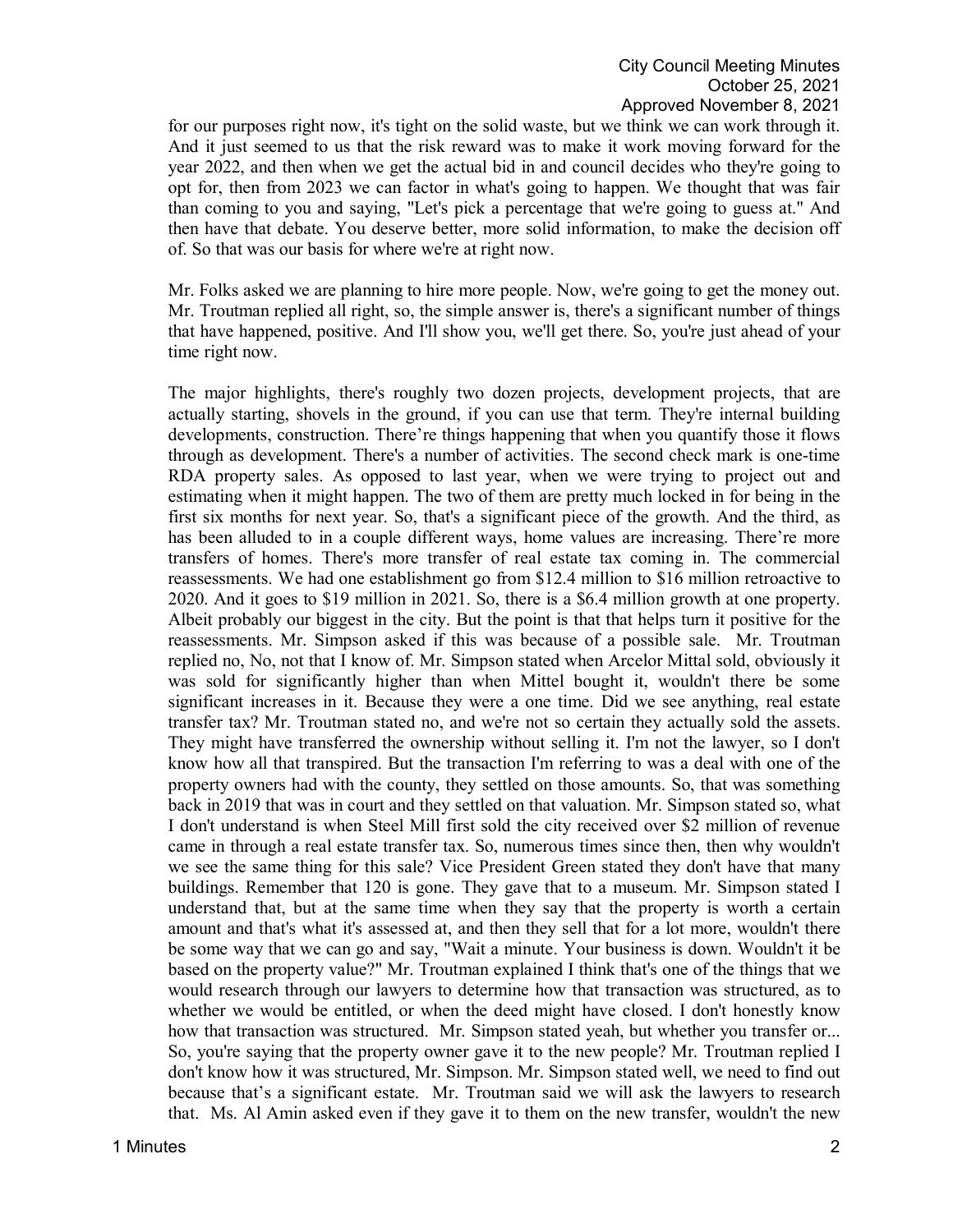for our purposes right now, it's tight on the solid waste, but we think we can work through it. And it just seemed to us that the risk reward was to make it work moving forward for the year 2022, and then when we get the actual bid in and council decides who they're going to opt for, then from 2023 we can factor in what's going to happen. We thought that was fair than coming to you and saying, "Let's pick a percentage that we're going to guess at." And then have that debate. You deserve better, more solid information, to make the decision off of. So that was our basis for where we're at right now.

Mr. Folks asked we are planning to hire more people. Now, we're going to get the money out. Mr. Troutman replied all right, so, the simple answer is, there's a significant number of things that have happened, positive. And I'll show you, we'll get there. So, you're just ahead of your time right now.

The major highlights, there's roughly two dozen projects, development projects, that are actually starting, shovels in the ground, if you can use that term. They're internal building developments, construction. There're things happening that when you quantify those it flows through as development. There's a number of activities. The second check mark is one-time RDA property sales. As opposed to last year, when we were trying to project out and estimating when it might happen. The two of them are pretty much locked in for being in the first six months for next year. So, that's a significant piece of the growth. And the third, as has been alluded to in a couple different ways, home values are increasing. There're more transfers of homes. There's more transfer of real estate tax coming in. The commercial reassessments. We had one establishment go from $12.4 million to $16 million retroactive to 2020. And it goes to $19 million in 2021. So, there is a $6.4 million growth at one property. Albeit probably our biggest in the city. But the point is that that helps turn it positive for the reassessments. Mr. Simpson asked if this was because of a possible sale. Mr. Troutman replied no, No, not that I know of. Mr. Simpson stated when Arcelor Mittal sold, obviously it was sold for significantly higher than when Mittel bought it, wouldn't there be some significant increases in it. Because they were a one time. Did we see anything, real estate transfer tax? Mr. Troutman stated no, and we're not so certain they actually sold the assets. They might have transferred the ownership without selling it. I'm not the lawyer, so I don't know how all that transpired. But the transaction I'm referring to was a deal with one of the property owners had with the county, they settled on those amounts. So, that was something back in 2019 that was in court and they settled on that valuation. Mr. Simpson stated so, what I don't understand is when Steel Mill first sold the city received over $2 million of revenue came in through a real estate transfer tax. So, numerous times since then, then why wouldn't we see the same thing for this sale? Vice President Green stated they don't have that many buildings. Remember that 120 is gone. They gave that to a museum. Mr. Simpson stated I understand that, but at the same time when they say that the property is worth a certain amount and that's what it's assessed at, and then they sell that for a lot more, wouldn't there be some way that we can go and say, "Wait a minute. Your business is down. Wouldn't it be based on the property value?" Mr. Troutman explained I think that's one of the things that we would research through our lawyers to determine how that transaction was structured, as to whether we would be entitled, or when the deed might have closed. I don't honestly know how that transaction was structured. Mr. Simpson stated yeah, but whether you transfer or... So, you're saying that the property owner gave it to the new people? Mr. Troutman replied I don't know how it was structured, Mr. Simpson. Mr. Simpson stated well, we need to find out because that's a significant estate. Mr. Troutman said we will ask the lawyers to research that. Ms. Al Amin asked even if they gave it to them on the new transfer, wouldn't the new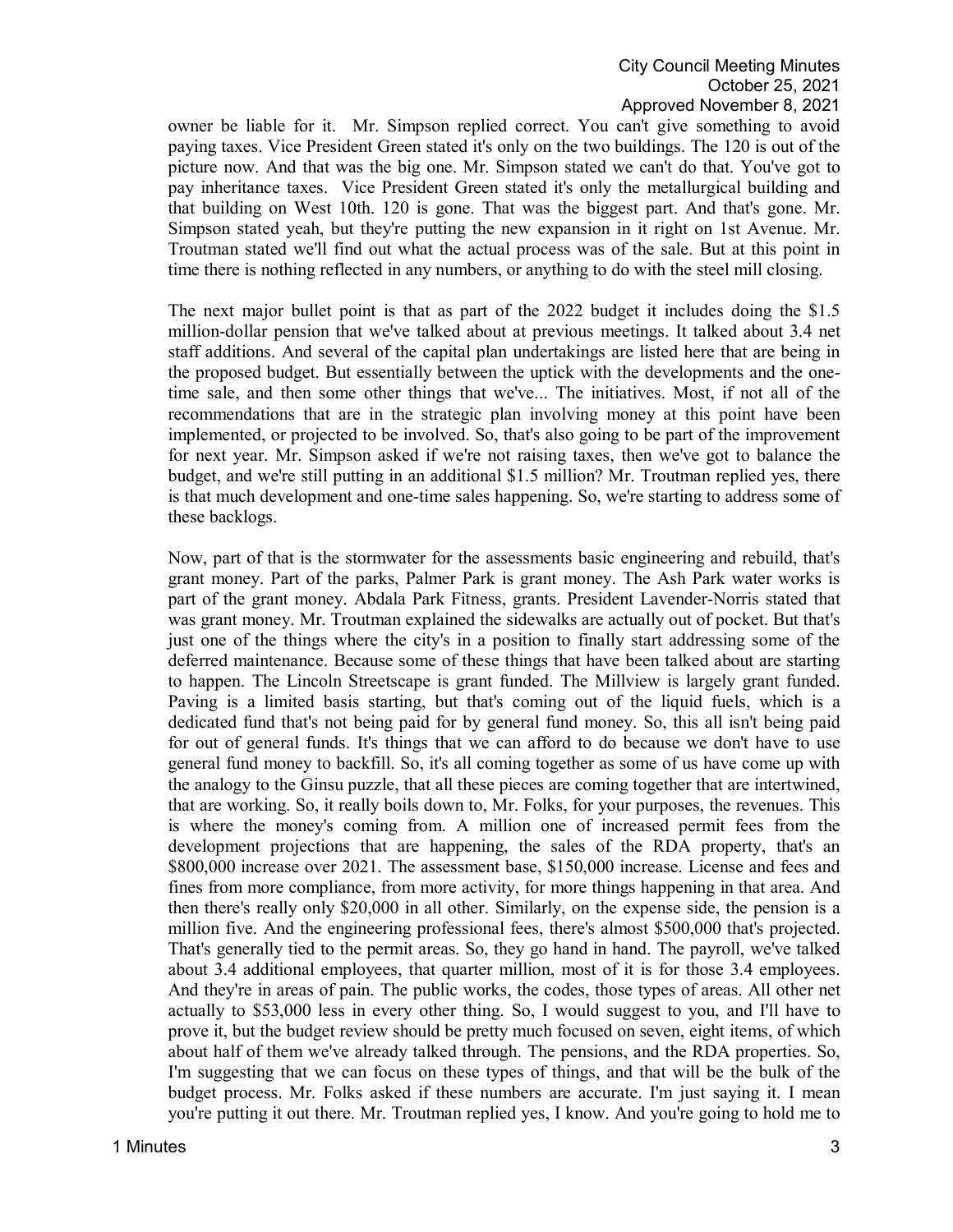owner be liable for it. Mr. Simpson replied correct. You can't give something to avoid paying taxes. Vice President Green stated it's only on the two buildings. The 120 is out of the picture now. And that was the big one. Mr. Simpson stated we can't do that. You've got to pay inheritance taxes. Vice President Green stated it's only the metallurgical building and that building on West 10th. 120 is gone. That was the biggest part. And that's gone. Mr. Simpson stated yeah, but they're putting the new expansion in it right on 1st Avenue. Mr. Troutman stated we'll find out what the actual process was of the sale. But at this point in time there is nothing reflected in any numbers, or anything to do with the steel mill closing.

The next major bullet point is that as part of the 2022 budget it includes doing the $1.5 million-dollar pension that we've talked about at previous meetings. It talked about 3.4 net staff additions. And several of the capital plan undertakings are listed here that are being in the proposed budget. But essentially between the uptick with the developments and the one-time sale, and then some other things that we've... The initiatives. Most, if not all of the recommendations that are in the strategic plan involving money at this point have been implemented, or projected to be involved. So, that's also going to be part of the improvement for next year. Mr. Simpson asked if we're not raising taxes, then we've got to balance the budget, and we're still putting in an additional $1.5 million? Mr. Troutman replied yes, there is that much development and one-time sales happening. So, we're starting to address some of these backlogs.

Now, part of that is the stormwater for the assessments basic engineering and rebuild, that's grant money. Part of the parks, Palmer Park is grant money. The Ash Park water works is part of the grant money. Abdala Park Fitness, grants. President Lavender-Norris stated that was grant money. Mr. Troutman explained the sidewalks are actually out of pocket. But that's just one of the things where the city's in a position to finally start addressing some of the deferred maintenance. Because some of these things that have been talked about are starting to happen. The Lincoln Streetscape is grant funded. The Millview is largely grant funded. Paving is a limited basis starting, but that's coming out of the liquid fuels, which is a dedicated fund that's not being paid for by general fund money. So, this all isn't being paid for out of general funds. It's things that we can afford to do because we don't have to use general fund money to backfill. So, it's all coming together as some of us have come up with the analogy to the Ginsu puzzle, that all these pieces are coming together that are intertwined, that are working. So, it really boils down to, Mr. Folks, for your purposes, the revenues. This is where the money's coming from. A million one of increased permit fees from the development projections that are happening, the sales of the RDA property, that's an $800,000 increase over 2021. The assessment base, $150,000 increase. License and fees and fines from more compliance, from more activity, for more things happening in that area. And then there's really only $20,000 in all other. Similarly, on the expense side, the pension is a million five. And the engineering professional fees, there's almost $500,000 that's projected. That's generally tied to the permit areas. So, they go hand in hand. The payroll, we've talked about 3.4 additional employees, that quarter million, most of it is for those 3.4 employees. And they're in areas of pain. The public works, the codes, those types of areas. All other net actually to $53,000 less in every other thing. So, I would suggest to you, and I'll have to prove it, but the budget review should be pretty much focused on seven, eight items, of which about half of them we've already talked through. The pensions, and the RDA properties. So, I'm suggesting that we can focus on these types of things, and that will be the bulk of the budget process. Mr. Folks asked if these numbers are accurate. I'm just saying it. I mean you're putting it out there. Mr. Troutman replied yes, I know. And you're going to hold me to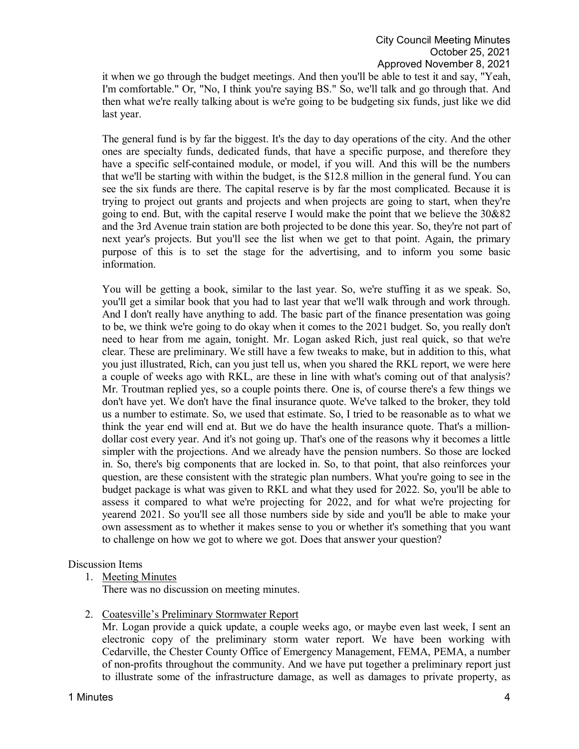it when we go through the budget meetings. And then you'll be able to test it and say, "Yeah, I'm comfortable." Or, "No, I think you're saying BS." So, we'll talk and go through that. And then what we're really talking about is we're going to be budgeting six funds, just like we did last year.

The general fund is by far the biggest. It's the day to day operations of the city. And the other ones are specialty funds, dedicated funds, that have a specific purpose, and therefore they have a specific self-contained module, or model, if you will. And this will be the numbers that we'll be starting with within the budget, is the $12.8 million in the general fund. You can see the six funds are there. The capital reserve is by far the most complicated. Because it is trying to project out grants and projects and when projects are going to start, when they're going to end. But, with the capital reserve I would make the point that we believe the 30&82 and the 3rd Avenue train station are both projected to be done this year. So, they're not part of next year's projects. But you'll see the list when we get to that point. Again, the primary purpose of this is to set the stage for the advertising, and to inform you some basic information.

You will be getting a book, similar to the last year. So, we're stuffing it as we speak. So, you'll get a similar book that you had to last year that we'll walk through and work through. And I don't really have anything to add. The basic part of the finance presentation was going to be, we think we're going to do okay when it comes to the 2021 budget. So, you really don't need to hear from me again, tonight. Mr. Logan asked Rich, just real quick, so that we're clear. These are preliminary. We still have a few tweaks to make, but in addition to this, what you just illustrated, Rich, can you just tell us, when you shared the RKL report, we were here a couple of weeks ago with RKL, are these in line with what's coming out of that analysis? Mr. Troutman replied yes, so a couple points there. One is, of course there's a few things we don't have yet. We don't have the final insurance quote. We've talked to the broker, they told us a number to estimate. So, we used that estimate. So, I tried to be reasonable as to what we think the year end will end at. But we do have the health insurance quote. That's a million-dollar cost every year. And it's not going up. That's one of the reasons why it becomes a little simpler with the projections. And we already have the pension numbers. So those are locked in. So, there's big components that are locked in. So, to that point, that also reinforces your question, are these consistent with the strategic plan numbers. What you're going to see in the budget package is what was given to RKL and what they used for 2022. So, you'll be able to assess it compared to what we're projecting for 2022, and for what we're projecting for yearend 2021. So you'll see all those numbers side by side and you'll be able to make your own assessment as to whether it makes sense to you or whether it's something that you want to challenge on how we got to where we got. Does that answer your question?

Discussion Items

1. Meeting Minutes
   There was no discussion on meeting minutes.

2. Coatesville's Preliminary Stormwater Report
   Mr. Logan provide a quick update, a couple weeks ago, or maybe even last week, I sent an electronic copy of the preliminary storm water report. We have been working with Cedarville, the Chester County Office of Emergency Management, FEMA, PEMA, a number of non-profits throughout the community. And we have put together a preliminary report just to illustrate some of the infrastructure damage, as well as damages to private property, as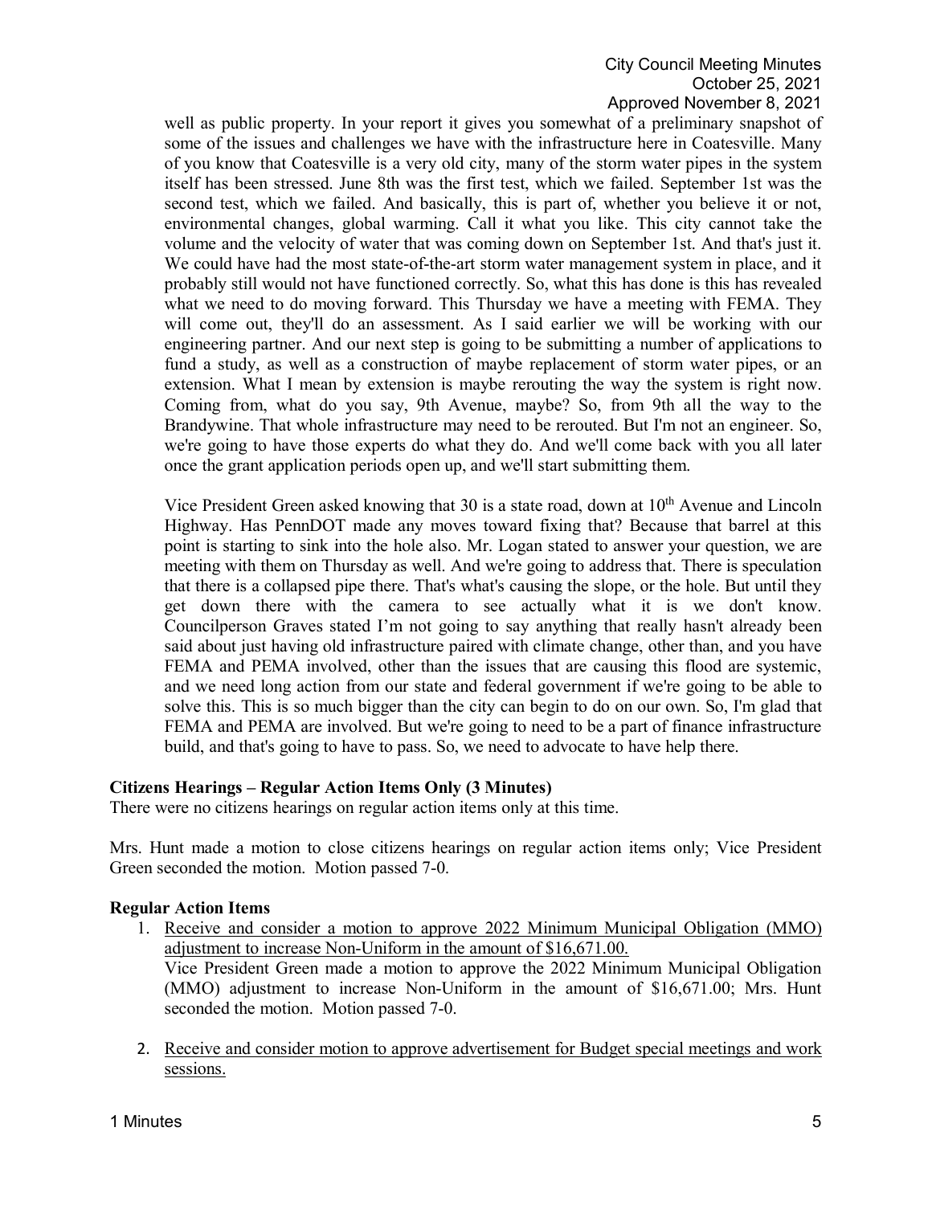well as public property. In your report it gives you somewhat of a preliminary snapshot of some of the issues and challenges we have with the infrastructure here in Coatesville. Many of you know that Coatesville is a very old city, many of the storm water pipes in the system itself has been stressed. June 8th was the first test, which we failed. September 1st was the second test, which we failed. And basically, this is part of, whether you believe it or not, environmental changes, global warming. Call it what you like. This city cannot take the volume and the velocity of water that was coming down on September 1st. And that's just it. We could have had the most state-of-the-art storm water management system in place, and it probably still would not have functioned correctly. So, what this has done is this has revealed what we need to do moving forward. This Thursday we have a meeting with FEMA. They will come out, they'll do an assessment. As I said earlier we will be working with our engineering partner. And our next step is going to be submitting a number of applications to fund a study, as well as a construction of maybe replacement of storm water pipes, or an extension. What I mean by extension is maybe rerouting the way the system is right now. Coming from, what do you say, 9th Avenue, maybe? So, from 9th all the way to the Brandywine. That whole infrastructure may need to be rerouted. But I'm not an engineer. So, we're going to have those experts do what they do. And we'll come back with you all later once the grant application periods open up, and we'll start submitting them.

Vice President Green asked knowing that 30 is a state road, down at 10th Avenue and Lincoln Highway. Has PennDOT made any moves toward fixing that? Because that barrel at this point is starting to sink into the hole also. Mr. Logan stated to answer your question, we are meeting with them on Thursday as well. And we're going to address that. There is speculation that there is a collapsed pipe there. That's what's causing the slope, or the hole. But until they get down there with the camera to see actually what it is we don't know. Councilperson Graves stated I'm not going to say anything that really hasn't already been said about just having old infrastructure paired with climate change, other than, and you have FEMA and PEMA involved, other than the issues that are causing this flood are systemic, and we need long action from our state and federal government if we're going to be able to solve this. This is so much bigger than the city can begin to do on our own. So, I'm glad that FEMA and PEMA are involved. But we're going to need to be a part of finance infrastructure build, and that's going to have to pass. So, we need to advocate to have help there.

**Citizens Hearings – Regular Action Items Only (3 Minutes)**

There were no citizens hearings on regular action items only at this time.

Mrs. Hunt made a motion to close citizens hearings on regular action items only; Vice President Green seconded the motion. Motion passed 7-0.

**Regular Action Items**

1. Receive and consider a motion to approve 2022 Minimum Municipal Obligation (MMO) adjustment to increase Non-Uniform in the amount of $16,671.00.
   Vice President Green made a motion to approve the 2022 Minimum Municipal Obligation (MMO) adjustment to increase Non-Uniform in the amount of $16,671.00; Mrs. Hunt seconded the motion. Motion passed 7-0.

2. Receive and consider motion to approve advertisement for Budget special meetings and work sessions.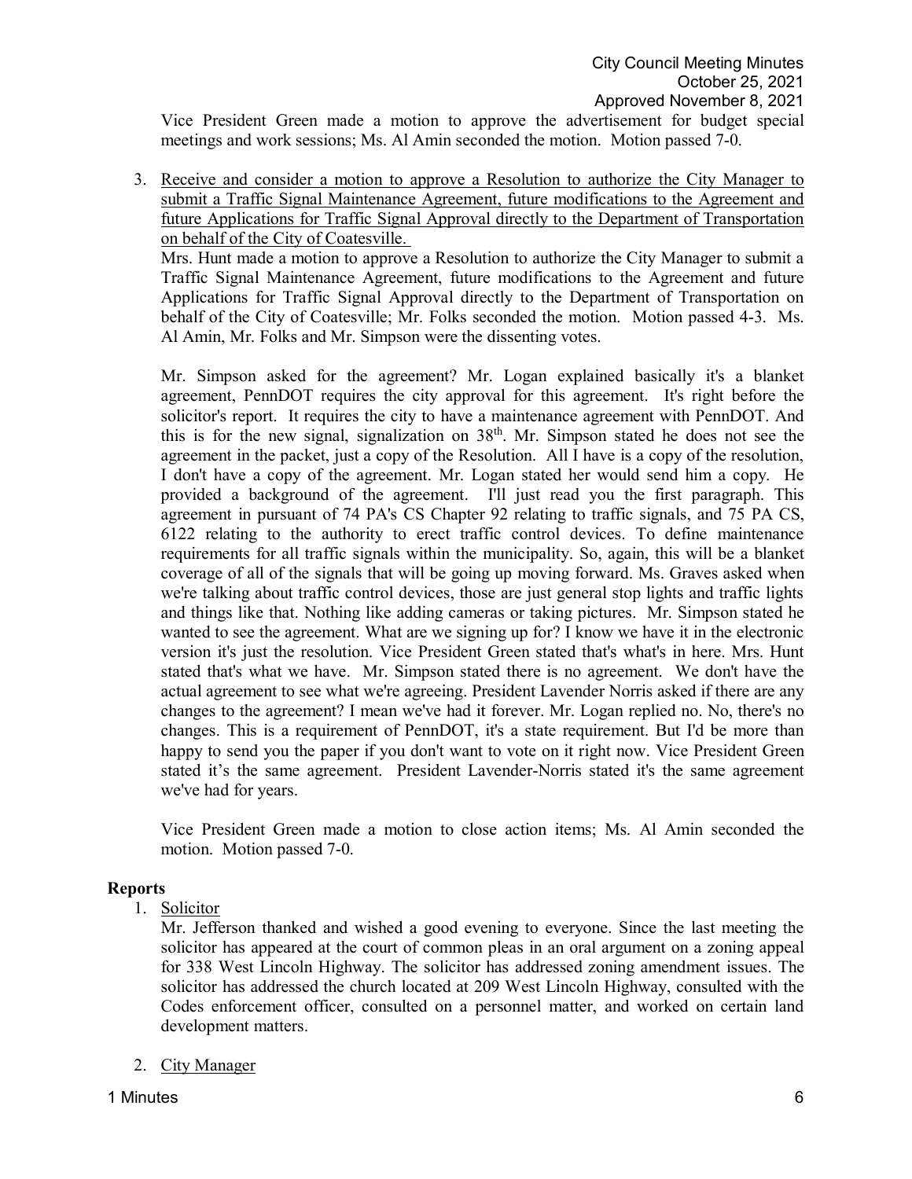Vice President Green made a motion to approve the advertisement for budget special meetings and work sessions; Ms. Al Amin seconded the motion. Motion passed 7-0.

3. Receive and consider a motion to approve a Resolution to authorize the City Manager to submit a Traffic Signal Maintenance Agreement, future modifications to the Agreement and future Applications for Traffic Signal Approval directly to the Department of Transportation on behalf of the City of Coatesville.

   Mrs. Hunt made a motion to approve a Resolution to authorize the City Manager to submit a Traffic Signal Maintenance Agreement, future modifications to the Agreement and future Applications for Traffic Signal Approval directly to the Department of Transportation on behalf of the City of Coatesville; Mr. Folks seconded the motion. Motion passed 4-3. Ms. Al Amin, Mr. Folks and Mr. Simpson were the dissenting votes.

   Mr. Simpson asked for the agreement? Mr. Logan explained basically it's a blanket agreement, PennDOT requires the city approval for this agreement. It's right before the solicitor's report. It requires the city to have a maintenance agreement with PennDOT. And this is for the new signal, signalization on 38th. Mr. Simpson stated he does not see the agreement in the packet, just a copy of the Resolution. All I have is a copy of the resolution, I don't have a copy of the agreement. Mr. Logan stated her would send him a copy. He provided a background of the agreement. I'll just read you the first paragraph. This agreement in pursuant of 74 PA's CS Chapter 92 relating to traffic signals, and 75 PA CS, 6122 relating to the authority to erect traffic control devices. To define maintenance requirements for all traffic signals within the municipality. So, again, this will be a blanket coverage of all of the signals that will be going up moving forward. Ms. Graves asked when we're talking about traffic control devices, those are just general stop lights and traffic lights and things like that. Nothing like adding cameras or taking pictures. Mr. Simpson stated he wanted to see the agreement. What are we signing up for? I know we have it in the electronic version it's just the resolution. Vice President Green stated that's what's in here. Mrs. Hunt stated that's what we have. Mr. Simpson stated there is no agreement. We don't have the actual agreement to see what we're agreeing. President Lavender Norris asked if there are any changes to the agreement? I mean we've had it forever. Mr. Logan replied no. No, there's no changes. This is a requirement of PennDOT, it's a state requirement. But I'd be more than happy to send you the paper if you don't want to vote on it right now. Vice President Green stated it's the same agreement. President Lavender-Norris stated it's the same agreement we've had for years.

   Vice President Green made a motion to close action items; Ms. Al Amin seconded the motion. Motion passed 7-0.

## Reports

1. Solicitor

   Mr. Jefferson thanked and wished a good evening to everyone. Since the last meeting the solicitor has appeared at the court of common pleas in an oral argument on a zoning appeal for 338 West Lincoln Highway. The solicitor has addressed zoning amendment issues. The solicitor has addressed the church located at 209 West Lincoln Highway, consulted with the Codes enforcement officer, consulted on a personnel matter, and worked on certain land development matters.

2. City Manager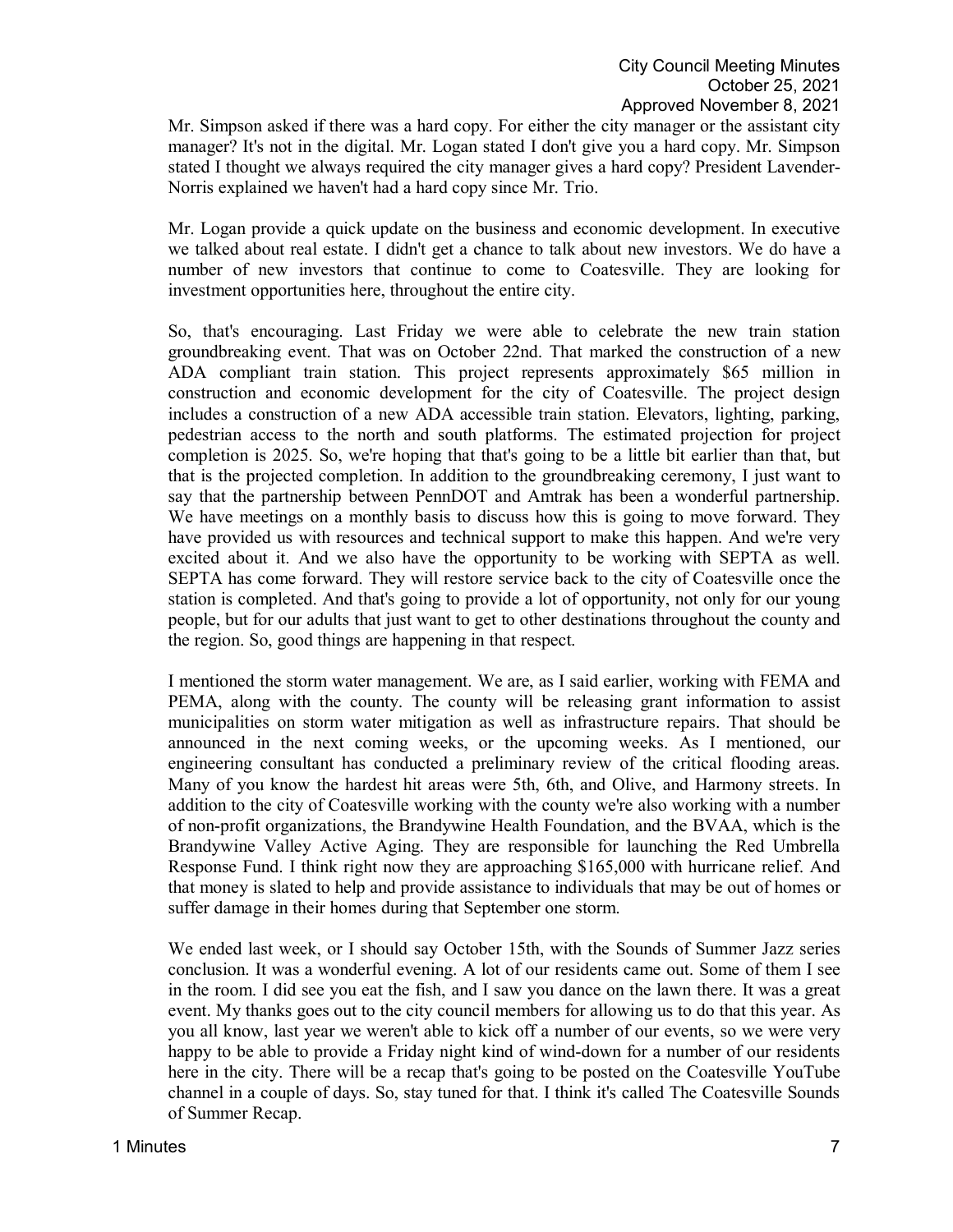Mr. Simpson asked if there was a hard copy. For either the city manager or the assistant city manager? It's not in the digital. Mr. Logan stated I don't give you a hard copy. Mr. Simpson stated I thought we always required the city manager gives a hard copy? President Lavender-Norris explained we haven't had a hard copy since Mr. Trio.

Mr. Logan provide a quick update on the business and economic development. In executive we talked about real estate. I didn't get a chance to talk about new investors. We do have a number of new investors that continue to come to Coatesville. They are looking for investment opportunities here, throughout the entire city.

So, that's encouraging. Last Friday we were able to celebrate the new train station groundbreaking event. That was on October 22nd. That marked the construction of a new ADA compliant train station. This project represents approximately $65 million in construction and economic development for the city of Coatesville. The project design includes a construction of a new ADA accessible train station. Elevators, lighting, parking, pedestrian access to the north and south platforms. The estimated projection for project completion is 2025. So, we're hoping that that's going to be a little bit earlier than that, but that is the projected completion. In addition to the groundbreaking ceremony, I just want to say that the partnership between PennDOT and Amtrak has been a wonderful partnership. We have meetings on a monthly basis to discuss how this is going to move forward. They have provided us with resources and technical support to make this happen. And we're very excited about it. And we also have the opportunity to be working with SEPTA as well. SEPTA has come forward. They will restore service back to the city of Coatesville once the station is completed. And that's going to provide a lot of opportunity, not only for our young people, but for our adults that just want to get to other destinations throughout the county and the region. So, good things are happening in that respect.

I mentioned the storm water management. We are, as I said earlier, working with FEMA and PEMA, along with the county. The county will be releasing grant information to assist municipalities on storm water mitigation as well as infrastructure repairs. That should be announced in the next coming weeks, or the upcoming weeks. As I mentioned, our engineering consultant has conducted a preliminary review of the critical flooding areas. Many of you know the hardest hit areas were 5th, 6th, and Olive, and Harmony streets. In addition to the city of Coatesville working with the county we're also working with a number of non-profit organizations, the Brandywine Health Foundation, and the BVAA, which is the Brandywine Valley Active Aging. They are responsible for launching the Red Umbrella Response Fund. I think right now they are approaching $165,000 with hurricane relief. And that money is slated to help and provide assistance to individuals that may be out of homes or suffer damage in their homes during that September one storm.

We ended last week, or I should say October 15th, with the Sounds of Summer Jazz series conclusion. It was a wonderful evening. A lot of our residents came out. Some of them I see in the room. I did see you eat the fish, and I saw you dance on the lawn there. It was a great event. My thanks goes out to the city council members for allowing us to do that this year. As you all know, last year we weren't able to kick off a number of our events, so we were very happy to be able to provide a Friday night kind of wind-down for a number of our residents here in the city. There will be a recap that's going to be posted on the Coatesville YouTube channel in a couple of days. So, stay tuned for that. I think it's called The Coatesville Sounds of Summer Recap.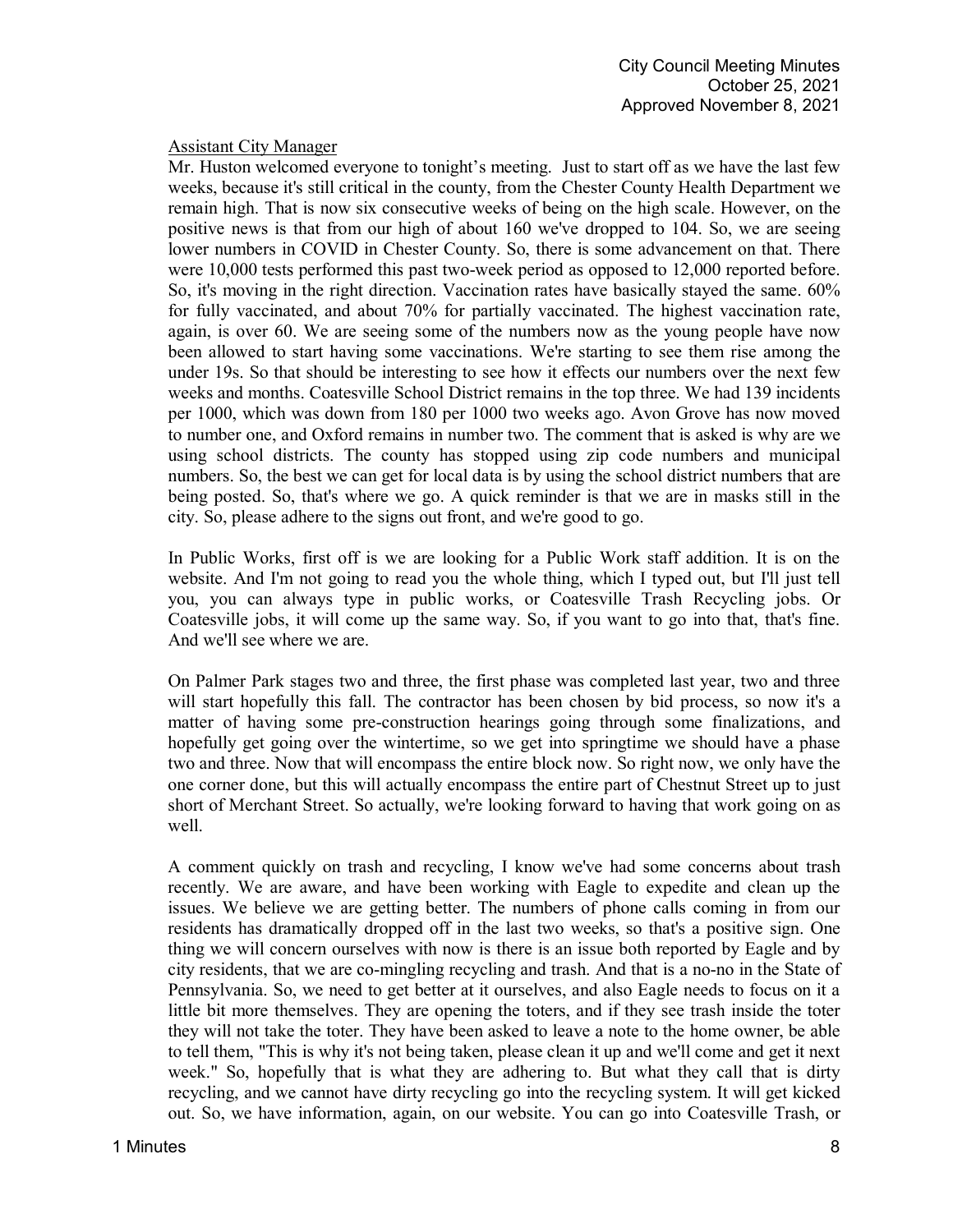Assistant City Manager

Mr. Huston welcomed everyone to tonight's meeting. Just to start off as we have the last few weeks, because it's still critical in the county, from the Chester County Health Department we remain high. That is now six consecutive weeks of being on the high scale. However, on the positive news is that from our high of about 160 we've dropped to 104. So, we are seeing lower numbers in COVID in Chester County. So, there is some advancement on that. There were 10,000 tests performed this past two-week period as opposed to 12,000 reported before. So, it's moving in the right direction. Vaccination rates have basically stayed the same. 60% for fully vaccinated, and about 70% for partially vaccinated. The highest vaccination rate, again, is over 60. We are seeing some of the numbers now as the young people have now been allowed to start having some vaccinations. We're starting to see them rise among the under 19s. So that should be interesting to see how it effects our numbers over the next few weeks and months. Coatesville School District remains in the top three. We had 139 incidents per 1000, which was down from 180 per 1000 two weeks ago. Avon Grove has now moved to number one, and Oxford remains in number two. The comment that is asked is why are we using school districts. The county has stopped using zip code numbers and municipal numbers. So, the best we can get for local data is by using the school district numbers that are being posted. So, that's where we go. A quick reminder is that we are in masks still in the city. So, please adhere to the signs out front, and we're good to go.

In Public Works, first off is we are looking for a Public Work staff addition. It is on the website. And I'm not going to read you the whole thing, which I typed out, but I'll just tell you, you can always type in public works, or Coatesville Trash Recycling jobs. Or Coatesville jobs, it will come up the same way. So, if you want to go into that, that's fine. And we'll see where we are.

On Palmer Park stages two and three, the first phase was completed last year, two and three will start hopefully this fall. The contractor has been chosen by bid process, so now it's a matter of having some pre-construction hearings going through some finalizations, and hopefully get going over the wintertime, so we get into springtime we should have a phase two and three. Now that will encompass the entire block now. So right now, we only have the one corner done, but this will actually encompass the entire part of Chestnut Street up to just short of Merchant Street. So actually, we're looking forward to having that work going on as well.

A comment quickly on trash and recycling, I know we've had some concerns about trash recently. We are aware, and have been working with Eagle to expedite and clean up the issues. We believe we are getting better. The numbers of phone calls coming in from our residents has dramatically dropped off in the last two weeks, so that's a positive sign. One thing we will concern ourselves with now is there is an issue both reported by Eagle and by city residents, that we are co-mingling recycling and trash. And that is a no-no in the State of Pennsylvania. So, we need to get better at it ourselves, and also Eagle needs to focus on it a little bit more themselves. They are opening the toters, and if they see trash inside the toter they will not take the toter. They have been asked to leave a note to the home owner, be able to tell them, "This is why it's not being taken, please clean it up and we'll come and get it next week." So, hopefully that is what they are adhering to. But what they call that is dirty recycling, and we cannot have dirty recycling go into the recycling system. It will get kicked out. So, we have information, again, on our website. You can go into Coatesville Trash, or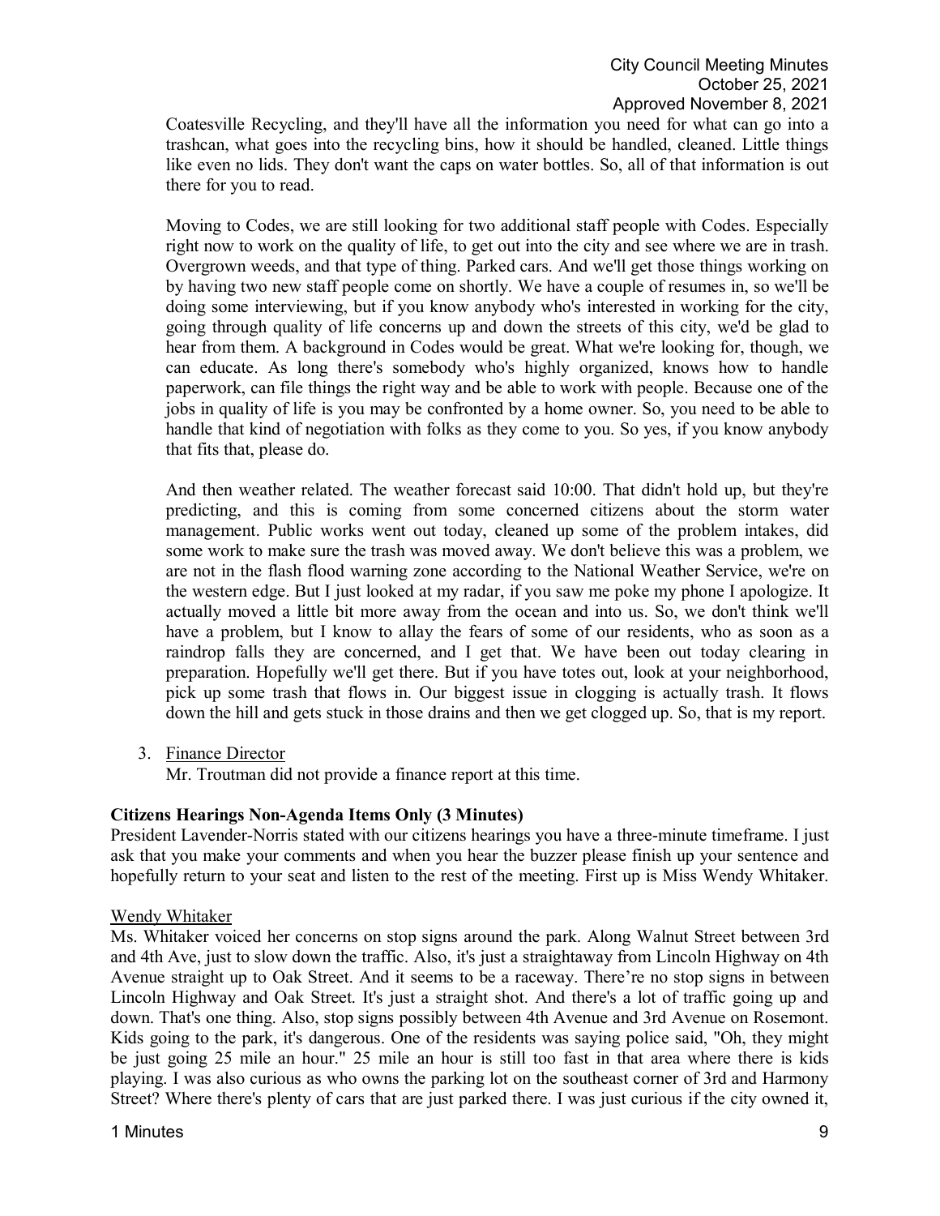Coatesville Recycling, and they'll have all the information you need for what can go into a trashcan, what goes into the recycling bins, how it should be handled, cleaned. Little things like even no lids. They don't want the caps on water bottles. So, all of that information is out there for you to read.

Moving to Codes, we are still looking for two additional staff people with Codes. Especially right now to work on the quality of life, to get out into the city and see where we are in trash. Overgrown weeds, and that type of thing. Parked cars. And we'll get those things working on by having two new staff people come on shortly. We have a couple of resumes in, so we'll be doing some interviewing, but if you know anybody who's interested in working for the city, going through quality of life concerns up and down the streets of this city, we'd be glad to hear from them. A background in Codes would be great. What we're looking for, though, we can educate. As long there's somebody who's highly organized, knows how to handle paperwork, can file things the right way and be able to work with people. Because one of the jobs in quality of life is you may be confronted by a home owner. So, you need to be able to handle that kind of negotiation with folks as they come to you. So yes, if you know anybody that fits that, please do.

And then weather related. The weather forecast said 10:00. That didn't hold up, but they're predicting, and this is coming from some concerned citizens about the storm water management. Public works went out today, cleaned up some of the problem intakes, did some work to make sure the trash was moved away. We don't believe this was a problem, we are not in the flash flood warning zone according to the National Weather Service, we're on the western edge. But I just looked at my radar, if you saw me poke my phone I apologize. It actually moved a little bit more away from the ocean and into us. So, we don't think we'll have a problem, but I know to allay the fears of some of our residents, who as soon as a raindrop falls they are concerned, and I get that. We have been out today clearing in preparation. Hopefully we'll get there. But if you have totes out, look at your neighborhood, pick up some trash that flows in. Our biggest issue in clogging is actually trash. It flows down the hill and gets stuck in those drains and then we get clogged up. So, that is my report.

3. Finance Director
   Mr. Troutman did not provide a finance report at this time.

**Citizens Hearings Non-Agenda Items Only (3 Minutes)**

President Lavender-Norris stated with our citizens hearings you have a three-minute timeframe. I just ask that you make your comments and when you hear the buzzer please finish up your sentence and hopefully return to your seat and listen to the rest of the meeting. First up is Miss Wendy Whitaker.

Wendy Whitaker

Ms. Whitaker voiced her concerns on stop signs around the park. Along Walnut Street between 3rd and 4th Ave, just to slow down the traffic. Also, it's just a straightaway from Lincoln Highway on 4th Avenue straight up to Oak Street. And it seems to be a raceway. There're no stop signs in between Lincoln Highway and Oak Street. It's just a straight shot. And there's a lot of traffic going up and down. That's one thing. Also, stop signs possibly between 4th Avenue and 3rd Avenue on Rosemont. Kids going to the park, it's dangerous. One of the residents was saying police said, "Oh, they might be just going 25 mile an hour." 25 mile an hour is still too fast in that area where there is kids playing. I was also curious as who owns the parking lot on the southeast corner of 3rd and Harmony Street? Where there's plenty of cars that are just parked there. I was just curious if the city owned it,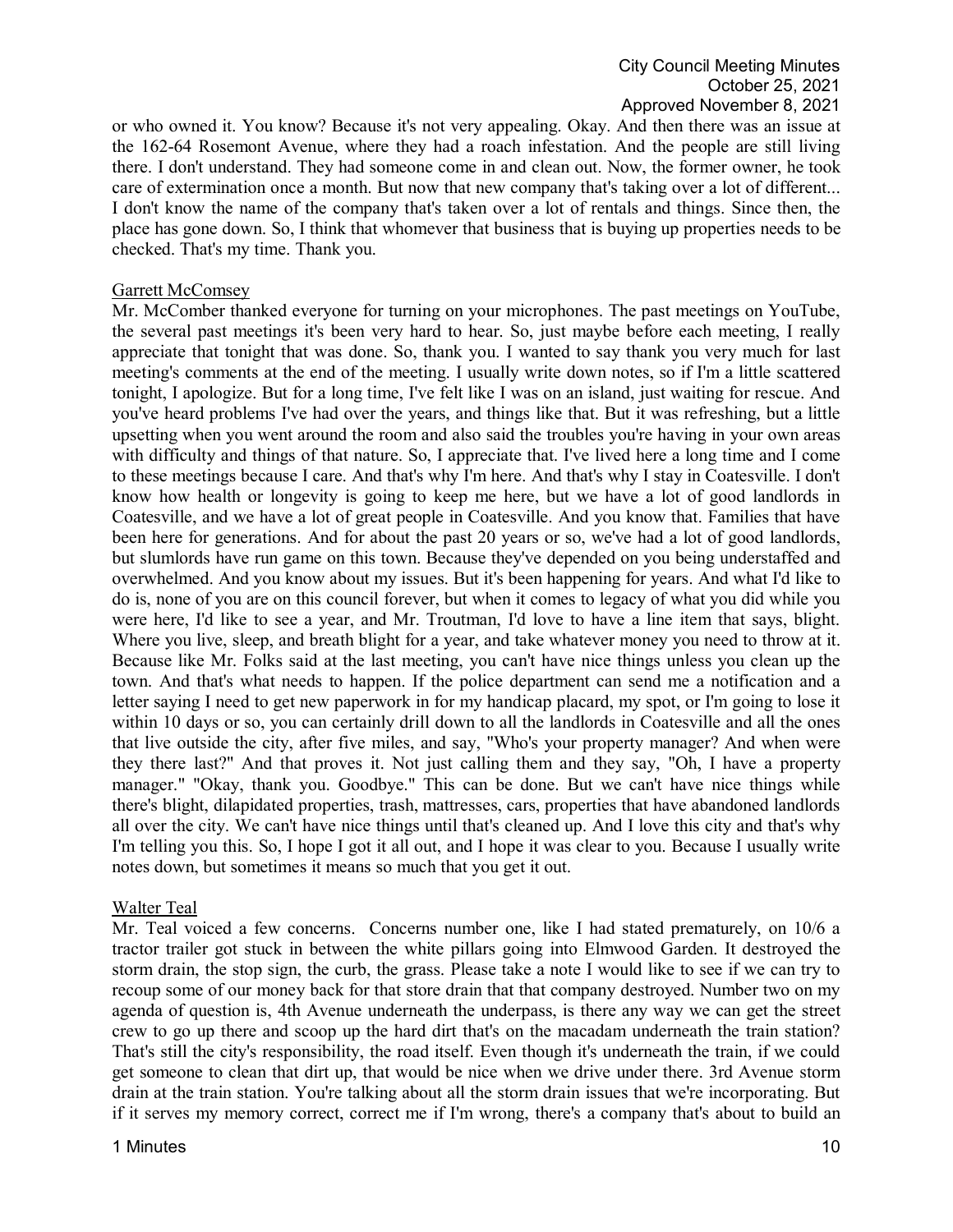or who owned it. You know? Because it's not very appealing. Okay. And then there was an issue at the 162-64 Rosemont Avenue, where they had a roach infestation. And the people are still living there. I don't understand. They had someone come in and clean out. Now, the former owner, he took care of extermination once a month. But now that new company that's taking over a lot of different... I don't know the name of the company that's taken over a lot of rentals and things. Since then, the place has gone down. So, I think that whomever that business that is buying up properties needs to be checked. That's my time. Thank you.

Garrett McComsey

Mr. McComber thanked everyone for turning on your microphones. The past meetings on YouTube, the several past meetings it's been very hard to hear. So, just maybe before each meeting, I really appreciate that tonight that was done. So, thank you. I wanted to say thank you very much for last meeting's comments at the end of the meeting. I usually write down notes, so if I'm a little scattered tonight, I apologize. But for a long time, I've felt like I was on an island, just waiting for rescue. And you've heard problems I've had over the years, and things like that. But it was refreshing, but a little upsetting when you went around the room and also said the troubles you're having in your own areas with difficulty and things of that nature. So, I appreciate that. I've lived here a long time and I come to these meetings because I care. And that's why I'm here. And that's why I stay in Coatesville. I don't know how health or longevity is going to keep me here, but we have a lot of good landlords in Coatesville, and we have a lot of great people in Coatesville. And you know that. Families that have been here for generations. And for about the past 20 years or so, we've had a lot of good landlords, but slumlords have run game on this town. Because they've depended on you being understaffed and overwhelmed. And you know about my issues. But it's been happening for years. And what I'd like to do is, none of you are on this council forever, but when it comes to legacy of what you did while you were here, I'd like to see a year, and Mr. Troutman, I'd love to have a line item that says, blight. Where you live, sleep, and breath blight for a year, and take whatever money you need to throw at it. Because like Mr. Folks said at the last meeting, you can't have nice things unless you clean up the town. And that's what needs to happen. If the police department can send me a notification and a letter saying I need to get new paperwork in for my handicap placard, my spot, or I'm going to lose it within 10 days or so, you can certainly drill down to all the landlords in Coatesville and all the ones that live outside the city, after five miles, and say, "Who's your property manager? And when were they there last?" And that proves it. Not just calling them and they say, "Oh, I have a property manager." "Okay, thank you. Goodbye." This can be done. But we can't have nice things while there's blight, dilapidated properties, trash, mattresses, cars, properties that have abandoned landlords all over the city. We can't have nice things until that's cleaned up. And I love this city and that's why I'm telling you this. So, I hope I got it all out, and I hope it was clear to you. Because I usually write notes down, but sometimes it means so much that you get it out.

Walter Teal

Mr. Teal voiced a few concerns. Concerns number one, like I had stated prematurely, on 10/6 a tractor trailer got stuck in between the white pillars going into Elmwood Garden. It destroyed the storm drain, the stop sign, the curb, the grass. Please take a note I would like to see if we can try to recoup some of our money back for that store drain that that company destroyed. Number two on my agenda of question is, 4th Avenue underneath the underpass, is there any way we can get the street crew to go up there and scoop up the hard dirt that's on the macadam underneath the train station? That's still the city's responsibility, the road itself. Even though it's underneath the train, if we could get someone to clean that dirt up, that would be nice when we drive under there. 3rd Avenue storm drain at the train station. You're talking about all the storm drain issues that we're incorporating. But if it serves my memory correct, correct me if I'm wrong, there's a company that's about to build an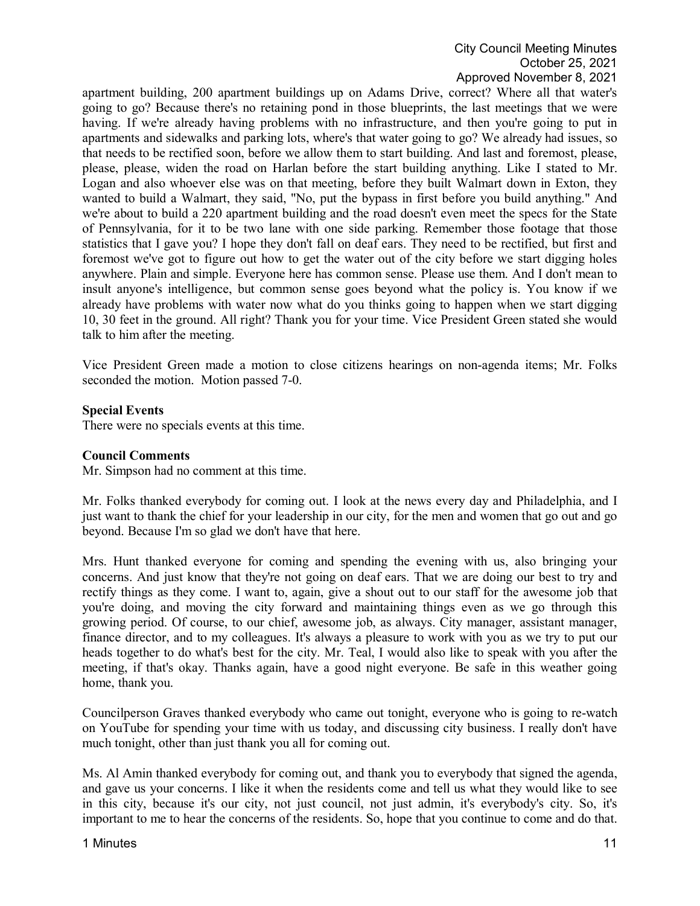apartment building, 200 apartment buildings up on Adams Drive, correct? Where all that water's going to go? Because there's no retaining pond in those blueprints, the last meetings that we were having. If we're already having problems with no infrastructure, and then you're going to put in apartments and sidewalks and parking lots, where's that water going to go? We already had issues, so that needs to be rectified soon, before we allow them to start building. And last and foremost, please, please, please, widen the road on Harlan before the start building anything. Like I stated to Mr. Logan and also whoever else was on that meeting, before they built Walmart down in Exton, they wanted to build a Walmart, they said, "No, put the bypass in first before you build anything." And we're about to build a 220 apartment building and the road doesn't even meet the specs for the State of Pennsylvania, for it to be two lane with one side parking. Remember those footage that those statistics that I gave you? I hope they don't fall on deaf ears. They need to be rectified, but first and foremost we've got to figure out how to get the water out of the city before we start digging holes anywhere. Plain and simple. Everyone here has common sense. Please use them. And I don't mean to insult anyone's intelligence, but common sense goes beyond what the policy is. You know if we already have problems with water now what do you thinks going to happen when we start digging 10, 30 feet in the ground. All right? Thank you for your time. Vice President Green stated she would talk to him after the meeting.

Vice President Green made a motion to close citizens hearings on non-agenda items; Mr. Folks seconded the motion. Motion passed 7-0.

**Special Events**

There were no specials events at this time.

**Council Comments**

Mr. Simpson had no comment at this time.

Mr. Folks thanked everybody for coming out. I look at the news every day and Philadelphia, and I just want to thank the chief for your leadership in our city, for the men and women that go out and go beyond. Because I'm so glad we don't have that here.

Mrs. Hunt thanked everyone for coming and spending the evening with us, also bringing your concerns. And just know that they're not going on deaf ears. That we are doing our best to try and rectify things as they come. I want to, again, give a shout out to our staff for the awesome job that you're doing, and moving the city forward and maintaining things even as we go through this growing period. Of course, to our chief, awesome job, as always. City manager, assistant manager, finance director, and to my colleagues. It's always a pleasure to work with you as we try to put our heads together to do what's best for the city. Mr. Teal, I would also like to speak with you after the meeting, if that's okay. Thanks again, have a good night everyone. Be safe in this weather going home, thank you.

Councilperson Graves thanked everybody who came out tonight, everyone who is going to re-watch on YouTube for spending your time with us today, and discussing city business. I really don't have much tonight, other than just thank you all for coming out.

Ms. Al Amin thanked everybody for coming out, and thank you to everybody that signed the agenda, and gave us your concerns. I like it when the residents come and tell us what they would like to see in this city, because it's our city, not just council, not just admin, it's everybody's city. So, it's important to me to hear the concerns of the residents. So, hope that you continue to come and do that.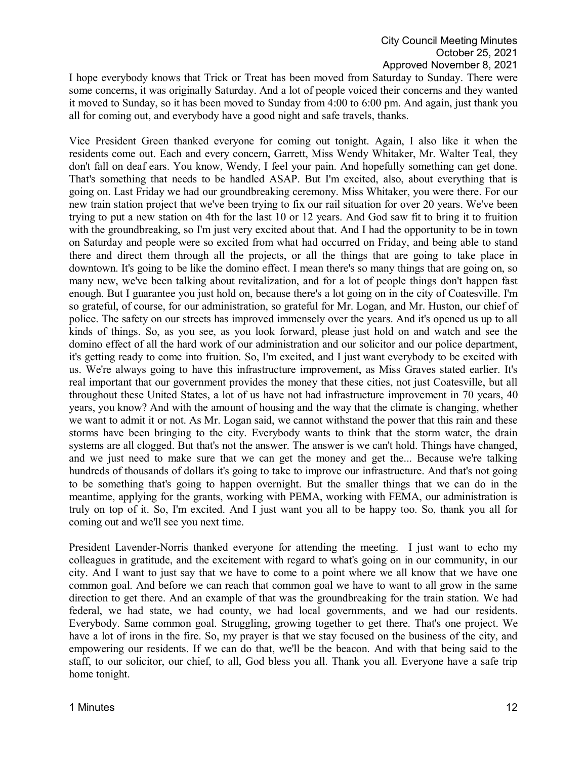I hope everybody knows that Trick or Treat has been moved from Saturday to Sunday. There were some concerns, it was originally Saturday. And a lot of people voiced their concerns and they wanted it moved to Sunday, so it has been moved to Sunday from 4:00 to 6:00 pm. And again, just thank you all for coming out, and everybody have a good night and safe travels, thanks.

Vice President Green thanked everyone for coming out tonight. Again, I also like it when the residents come out. Each and every concern, Garrett, Miss Wendy Whitaker, Mr. Walter Teal, they don't fall on deaf ears. You know, Wendy, I feel your pain. And hopefully something can get done. That's something that needs to be handled ASAP. But I'm excited, also, about everything that is going on. Last Friday we had our groundbreaking ceremony. Miss Whitaker, you were there. For our new train station project that we've been trying to fix our rail situation for over 20 years. We've been trying to put a new station on 4th for the last 10 or 12 years. And God saw fit to bring it to fruition with the groundbreaking, so I'm just very excited about that. And I had the opportunity to be in town on Saturday and people were so excited from what had occurred on Friday, and being able to stand there and direct them through all the projects, or all the things that are going to take place in downtown. It's going to be like the domino effect. I mean there's so many things that are going on, so many new, we've been talking about revitalization, and for a lot of people things don't happen fast enough. But I guarantee you just hold on, because there's a lot going on in the city of Coatesville. I'm so grateful, of course, for our administration, so grateful for Mr. Logan, and Mr. Huston, our chief of police. The safety on our streets has improved immensely over the years. And it's opened us up to all kinds of things. So, as you see, as you look forward, please just hold on and watch and see the domino effect of all the hard work of our administration and our solicitor and our police department, it's getting ready to come into fruition. So, I'm excited, and I just want everybody to be excited with us. We're always going to have this infrastructure improvement, as Miss Graves stated earlier. It's real important that our government provides the money that these cities, not just Coatesville, but all throughout these United States, a lot of us have not had infrastructure improvement in 70 years, 40 years, you know? And with the amount of housing and the way that the climate is changing, whether we want to admit it or not. As Mr. Logan said, we cannot withstand the power that this rain and these storms have been bringing to the city. Everybody wants to think that the storm water, the drain systems are all clogged. But that's not the answer. The answer is we can't hold. Things have changed, and we just need to make sure that we can get the money and get the... Because we're talking hundreds of thousands of dollars it's going to take to improve our infrastructure. And that's not going to be something that's going to happen overnight. But the smaller things that we can do in the meantime, applying for the grants, working with PEMA, working with FEMA, our administration is truly on top of it. So, I'm excited. And I just want you all to be happy too. So, thank you all for coming out and we'll see you next time.

President Lavender-Norris thanked everyone for attending the meeting. I just want to echo my colleagues in gratitude, and the excitement with regard to what's going on in our community, in our city. And I want to just say that we have to come to a point where we all know that we have one common goal. And before we can reach that common goal we have to want to all grow in the same direction to get there. And an example of that was the groundbreaking for the train station. We had federal, we had state, we had county, we had local governments, and we had our residents. Everybody. Same common goal. Struggling, growing together to get there. That's one project. We have a lot of irons in the fire. So, my prayer is that we stay focused on the business of the city, and empowering our residents. If we can do that, we'll be the beacon. And with that being said to the staff, to our solicitor, our chief, to all, God bless you all. Thank you all. Everyone have a safe trip home tonight.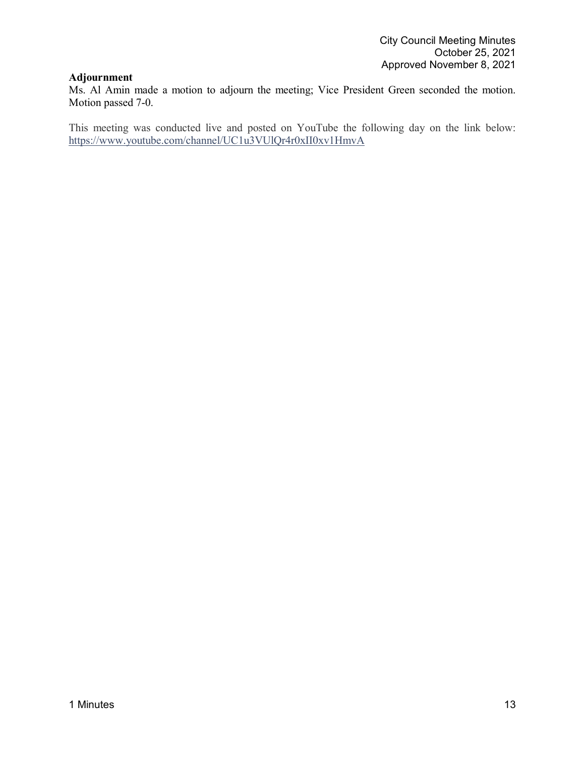**Adjournment**

Ms. Al Amin made a motion to adjourn the meeting; Vice President Green seconded the motion. Motion passed 7-0.

This meeting was conducted live and posted on YouTube the following day on the link below: https://www.youtube.com/channel/UC1u3VUlQr4r0xII0xv1HmvA